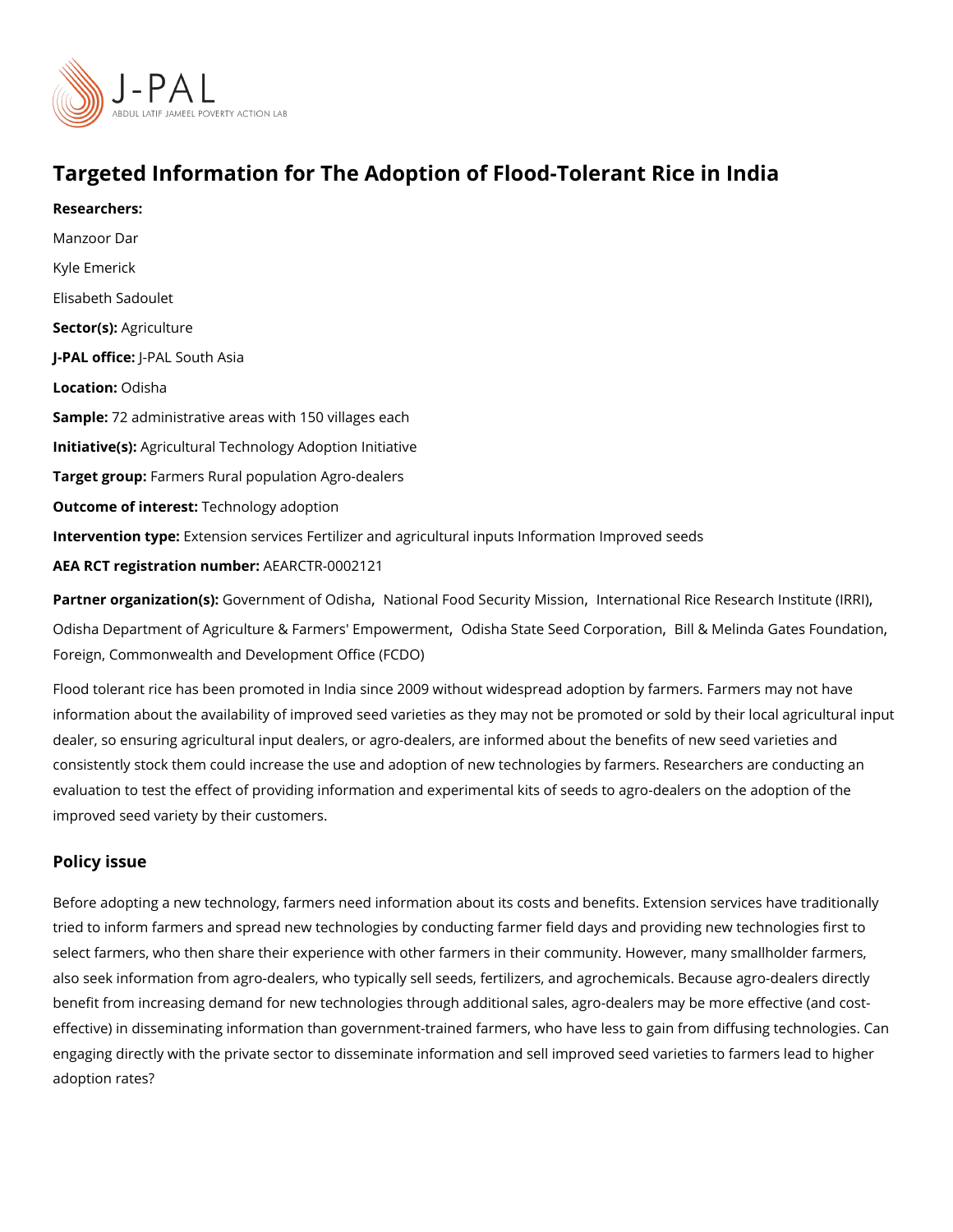# Targeted Information for The Adoption of Flood-Tolerant Rice in India

**Researchers:**

Manzoor Dar

Kyle Emerick

Elisabeth Sadoulet

**Sector(s):** Agriculture

**J-PAL office:** J-PAL South Asia

**Location:** Odisha

**Sample:** 72 administrative areas with 150 villages each

**Initiative(s):** Agricultural Technology Adoption Initiative

**Target group:** Farmers Rural population Agro-dealers

**Outcome of interest:** Technology adoption

**Intervention type:** Extension services Fertilizer and agricultural inputs Information Improved seeds

**AEA RCT registration number:** AEARCTR-0002121

**Partner organization(s):** Government of Odisha, National Food Security Mission, International Rice Research Institute (IRRI), Odisha Department of Agriculture & Farmers' Empowerment, Odisha State Seed Corporation, Bill & Melinda Gates Foundation, Foreign, Commonwealth and Development Office (FCDO)

Flood tolerant rice has been promoted in India since 2009 without widespread adoption by farmers. Farmers may not have information about the availability of improved seed varieties as they may not be promoted or sold by their local agricultural input dealer, so ensuring agricultural input dealers, or agro-dealers, are informed about the benefits of new seed varieties and consistently stock them could increase the use and adoption of new technologies by farmers. Researchers are conducting an evaluation to test the effect of providing information and experimental kits of seeds to agro-dealers on the adoption of the improved seed variety by their customers.

## Policy issue

Before adopting a new technology, farmers need information about its costs and benefits. Extension services have traditionally tried to inform farmers and spread new technologies by conducting farmer field days and providing new technologies first to select farmers, who then share their experience with other farmers in their community. However, many smallholder farmers, also seek information from agro-dealers, who typically sell seeds, fertilizers, and agrochemicals. Because agro-dealers directly benefit from increasing demand for new technologies through additional sales, agro-dealers may be more effective (and cost-effective) in disseminating information than government-trained farmers, who have less to gain from diffusing technologies. Can engaging directly with the private sector to disseminate information and sell improved seed varieties to farmers lead to higher adoption rates?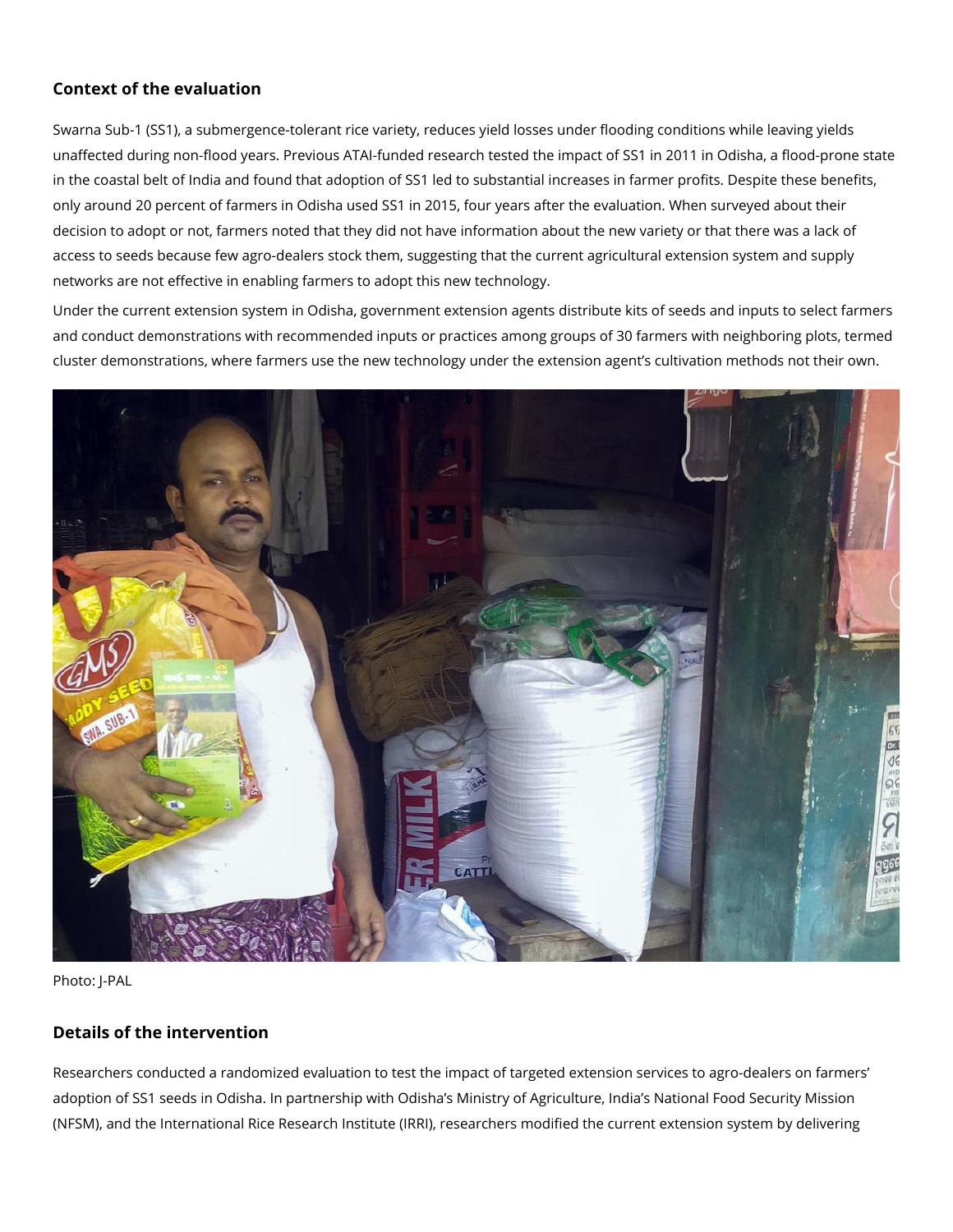## Context of the evaluation

Swarna Sub-1 (SS1), a submergence-tolerant rice variety, reduces yield losses under flooding conditions while leaving yields unaffected during non-flood years. Previous ATAI-funded research tested the impact of SS1 in 2011 in Odisha, a flood-prone state in the coastal belt of India and found that adoption of SS1 led to substantial increases in farmer profits. Despite these benefits, only around 20 percent of farmers in Odisha used SS1 in 2015, four years after the evaluation. When surveyed about their decision to adopt or not, farmers noted that they did not have information about the new variety or that there was a lack of access to seeds because few agro-dealers stock them, suggesting that the current agricultural extension system and supply networks are not effective in enabling farmers to adopt this new technology.

Under the current extension system in Odisha, government extension agents distribute kits of seeds and inputs to select farmers and conduct demonstrations with recommended inputs or practices among groups of 30 farmers with neighboring plots, termed cluster demonstrations, where farmers use the new technology under the extension agent's cultivation methods not their own.

Photo: J-PAL

## Details of the intervention

Researchers conducted a randomized evaluation to test the impact of targeted extension services to agro-dealers on farmers' adoption of SS1 seeds in Odisha. In partnership with Odisha's Ministry of Agriculture, India's National Food Security Mission (NFSM), and the International Rice Research Institute (IRRI), researchers modified the current extension system by delivering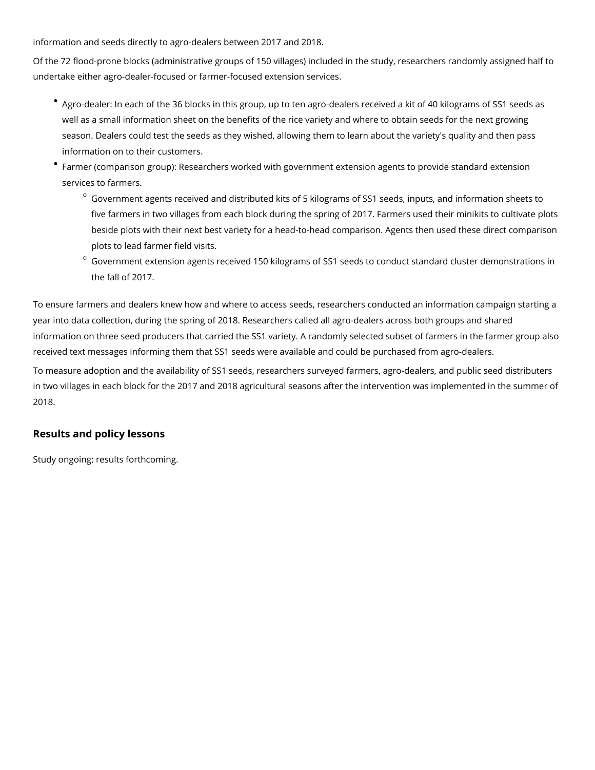information and seeds directly to agro-dealers between 2017 and 2018.

Of the 72 flood-prone blocks (administrative groups of 150 villages) included in the study, researchers randomly assigned half to undertake either agro-dealer-focused or farmer-focused extension services.

- Agro-dealer: In each of the 36 blocks in this group, up to ten agro-dealers received a kit of 40 kilograms of SS1 seeds as well as a small information sheet on the benefits of the rice variety and where to obtain seeds for the next growing season. Dealers could test the seeds as they wished, allowing them to learn about the variety's quality and then pass information on to their customers.
- Farmer (comparison group): Researchers worked with government extension agents to provide standard extension services to farmers.
    - Government agents received and distributed kits of 5 kilograms of SS1 seeds, inputs, and information sheets to five farmers in two villages from each block during the spring of 2017. Farmers used their minikits to cultivate plots beside plots with their next best variety for a head-to-head comparison. Agents then used these direct comparison plots to lead farmer field visits.
    - Government extension agents received 150 kilograms of SS1 seeds to conduct standard cluster demonstrations in the fall of 2017.

To ensure farmers and dealers knew how and where to access seeds, researchers conducted an information campaign starting a year into data collection, during the spring of 2018. Researchers called all agro-dealers across both groups and shared information on three seed producers that carried the SS1 variety. A randomly selected subset of farmers in the farmer group also received text messages informing them that SS1 seeds were available and could be purchased from agro-dealers.

To measure adoption and the availability of SS1 seeds, researchers surveyed farmers, agro-dealers, and public seed distributers in two villages in each block for the 2017 and 2018 agricultural seasons after the intervention was implemented in the summer of 2018.

## Results and policy lessons

Study ongoing; results forthcoming.